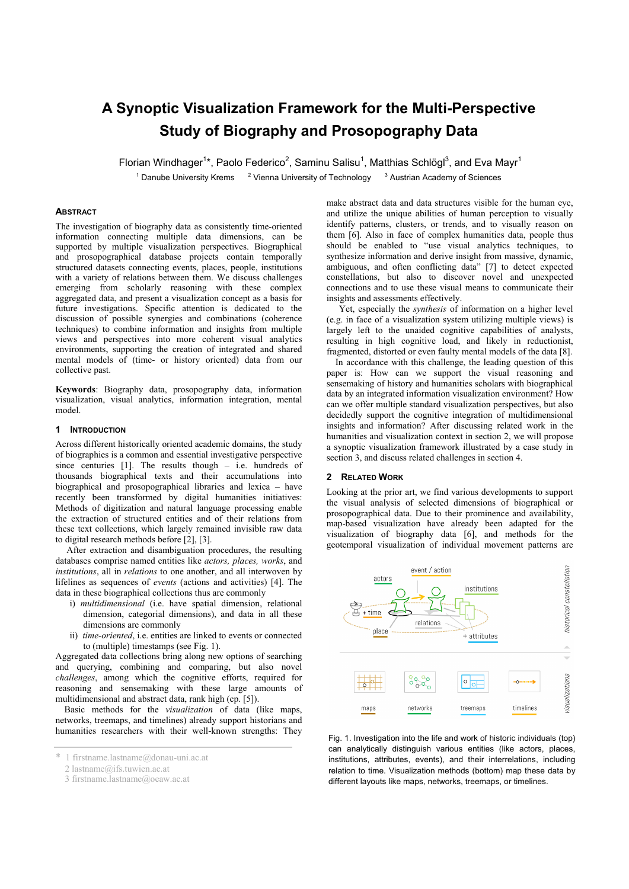# A Synoptic Visualization Framework for the Multi-Perspective Study of Biography and Prosopography Data

Florian Windhager[1]*, Paolo Federico[2], Saminu Salisu[1], Matthias Schlögl[3], and Eva Mayr[1]

[1] Danube University Krems [2] Vienna University of Technology [3] Austrian Academy of Sciences

## Abstract

The investigation of biography data as consistently time-oriented information connecting multiple data dimensions, can be supported by multiple visualization perspectives. Biographical and prosopographical database projects contain temporally structured datasets connecting events, places, people, institutions with a variety of relations between them. We discuss challenges emerging from scholarly reasoning with these complex aggregated data, and present a visualization concept as a basis for future investigations. Specific attention is dedicated to the discussion of possible synergies and combinations (coherence techniques) to combine information and insights from multiple views and perspectives into more coherent visual analytics environments, supporting the creation of integrated and shared mental models of (time- or history oriented) data from our collective past.

**Keywords**: Biography data, prosopography data, information visualization, visual analytics, information integration, mental model.

## 1 Introduction

Across different historically oriented academic domains, the study of biographies is a common and essential investigative perspective since centuries [1]. The results though – i.e. hundreds of thousands biographical texts and their accumulations into biographical and prosopographical libraries and lexica – have recently been transformed by digital humanities initiatives: Methods of digitization and natural language processing enable the extraction of structured entities and of their relations from these text collections, which largely remained invisible raw data to digital research methods before [2], [3].

After extraction and disambiguation procedures, the resulting databases comprise named entities like *actors, places, works*, and *institutions*, all in *relations* to one another, and all interwoven by lifelines as sequences of *events* (actions and activities) [4]. The data in these biographical collections thus are commonly

i) *multidimensional* (i.e. have spatial dimension, relational dimension, categorial dimensions), and data in all these dimensions are commonly
ii) *time-oriented*, i.e. entities are linked to events or connected to (multiple) timestamps (see Fig. 1).

Aggregated data collections bring along new options of searching and querying, combining and comparing, but also novel *challenges*, among which the cognitive efforts, required for reasoning and sensemaking with these large amounts of multidimensional and abstract data, rank high (cp. [5]).

Basic methods for the *visualization* of data (like maps, networks, treemaps, and timelines) already support historians and humanities researchers with their well-known strengths: They make abstract data and data structures visible for the human eye, and utilize the unique abilities of human perception to visually identify patterns, clusters, or trends, and to visually reason on them [6]. Also in face of complex humanities data, people thus should be enabled to "use visual analytics techniques, to synthesize information and derive insight from massive, dynamic, ambiguous, and often conflicting data" [7] to detect expected constellations, but also to discover novel and unexpected connections and to use these visual means to communicate their insights and assessments effectively.

Yet, especially the *synthesis* of information on a higher level (e.g. in face of a visualization system utilizing multiple views) is largely left to the unaided cognitive capabilities of analysts, resulting in high cognitive load, and likely in reductionist, fragmented, distorted or even faulty mental models of the data [8].

In accordance with this challenge, the leading question of this paper is: How can we support the visual reasoning and sensemaking of history and humanities scholars with biographical data by an integrated information visualization environment? How can we offer multiple standard visualization perspectives, but also decidedly support the cognitive integration of multidimensional insights and information? After discussing related work in the humanities and visualization context in section 2, we will propose a synoptic visualization framework illustrated by a case study in section 3, and discuss related challenges in section 4.

## 2 Related Work

Looking at the prior art, we find various developments to support the visual analysis of selected dimensions of biographical or prosopographical data. Due to their prominence and availability, map-based visualization have already been adapted for the visualization of biography data [6], and methods for the geotemporal visualization of individual movement patterns are

Fig. 1. Investigation into the life and work of historic individuals (top) can analytically distinguish various entities (like actors, places, institutions, attributes, events), and their interrelations, including relation to time. Visualization methods (bottom) map these data by different layouts like maps, networks, treemaps, or timelines.

\* 1 firstname.lastname@donau-uni.ac.at
2 lastname@ifs.tuwien.ac.at
3 firstname.lastname@oeaw.ac.at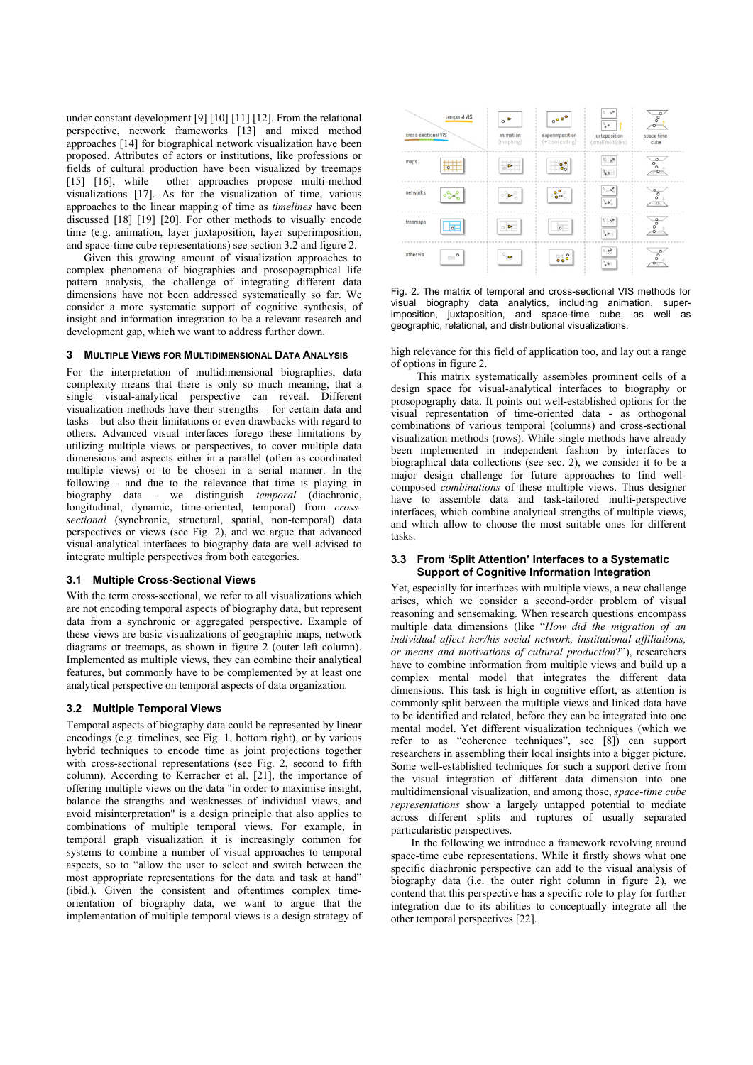under constant development [9] [10] [11] [12]. From the relational perspective, network frameworks [13] and mixed method approaches [14] for biographical network visualization have been proposed. Attributes of actors or institutions, like professions or fields of cultural production have been visualized by treemaps [15] [16], while other approaches propose multi-method visualizations [17]. As for the visualization of time, various approaches to the linear mapping of time as *timelines* have been discussed [18] [19] [20]. For other methods to visually encode time (e.g. animation, layer juxtaposition, layer superimposition, and space-time cube representations) see section 3.2 and figure 2.

Given this growing amount of visualization approaches to complex phenomena of biographies and prosopographical life pattern analysis, the challenge of integrating different data dimensions have not been addressed systematically so far. We consider a more systematic support of cognitive synthesis, of insight and information integration to be a relevant research and development gap, which we want to address further down.

## 3 Multiple Views for Multidimensional Data Analysis

For the interpretation of multidimensional biographies, data complexity means that there is only so much meaning, that a single visual-analytical perspective can reveal. Different visualization methods have their strengths – for certain data and tasks – but also their limitations or even drawbacks with regard to others. Advanced visual interfaces forego these limitations by utilizing multiple views or perspectives, to cover multiple data dimensions and aspects either in a parallel (often as coordinated multiple views) or to be chosen in a serial manner. In the following - and due to the relevance that time is playing in biography data - we distinguish *temporal* (diachronic, longitudinal, dynamic, time-oriented, temporal) from *cross-sectional* (synchronic, structural, spatial, non-temporal) data perspectives or views (see Fig. 2), and we argue that advanced visual-analytical interfaces to biography data are well-advised to integrate multiple perspectives from both categories.

### 3.1 Multiple Cross-Sectional Views

With the term cross-sectional, we refer to all visualizations which are not encoding temporal aspects of biography data, but represent data from a synchronic or aggregated perspective. Example of these views are basic visualizations of geographic maps, network diagrams or treemaps, as shown in figure 2 (outer left column). Implemented as multiple views, they can combine their analytical features, but commonly have to be complemented by at least one analytical perspective on temporal aspects of data organization.

### 3.2 Multiple Temporal Views

Temporal aspects of biography data could be represented by linear encodings (e.g. timelines, see Fig. 1, bottom right), or by various hybrid techniques to encode time as joint projections together with cross-sectional representations (see Fig. 2, second to fifth column). According to Kerracher et al. [21], the importance of offering multiple views on the data "in order to maximise insight, balance the strengths and weaknesses of individual views, and avoid misinterpretation" is a design principle that also applies to combinations of multiple temporal views. For example, in temporal graph visualization it is increasingly common for systems to combine a number of visual approaches to temporal aspects, so to "allow the user to select and switch between the most appropriate representations for the data and task at hand" (ibid.). Given the consistent and oftentimes complex time-orientation of biography data, we want to argue that the implementation of multiple temporal views is a design strategy of high relevance for this field of application too, and lay out a range of options in figure 2.

Fig. 2. The matrix of temporal and cross-sectional VIS methods for visual biography data analytics, including animation, superimposition, juxtaposition, and space-time cube, as well as geographic, relational, and distributional visualizations.

This matrix systematically assembles prominent cells of a design space for visual-analytical interfaces to biography or prosopography data. It points out well-established options for the visual representation of time-oriented data - as orthogonal combinations of various temporal (columns) and cross-sectional visualization methods (rows). While single methods have already been implemented in independent fashion by interfaces to biographical data collections (see sec. 2), we consider it to be a major design challenge for future approaches to find well-composed *combinations* of these multiple views. Thus designer have to assemble data and task-tailored multi-perspective interfaces, which combine analytical strengths of multiple views, and which allow to choose the most suitable ones for different tasks.

### 3.3 From 'Split Attention' Interfaces to a Systematic Support of Cognitive Information Integration

Yet, especially for interfaces with multiple views, a new challenge arises, which we consider a second-order problem of visual reasoning and sensemaking. When research questions encompass multiple data dimensions (like "*How did the migration of an individual affect her/his social network, institutional affiliations, or means and motivations of cultural production*?"), researchers have to combine information from multiple views and build up a complex mental model that integrates the different data dimensions. This task is high in cognitive effort, as attention is commonly split between the multiple views and linked data have to be identified and related, before they can be integrated into one mental model. Yet different visualization techniques (which we refer to as "coherence techniques", see [8]) can support researchers in assembling their local insights into a bigger picture. Some well-established techniques for such a support derive from the visual integration of different data dimensions into one multidimensional visualization, and among those, *space-time cube representations* show a largely untapped potential to mediate across different splits and ruptures of usually separated particularistic perspectives.

In the following we introduce a framework revolving around space-time cube representations. While it firstly shows what one specific diachronic perspective can add to the visual analysis of biography data (i.e. the outer right column in figure 2), we contend that this perspective has a specific role to play for further integration due to its abilities to conceptually integrate all the other temporal perspectives [22].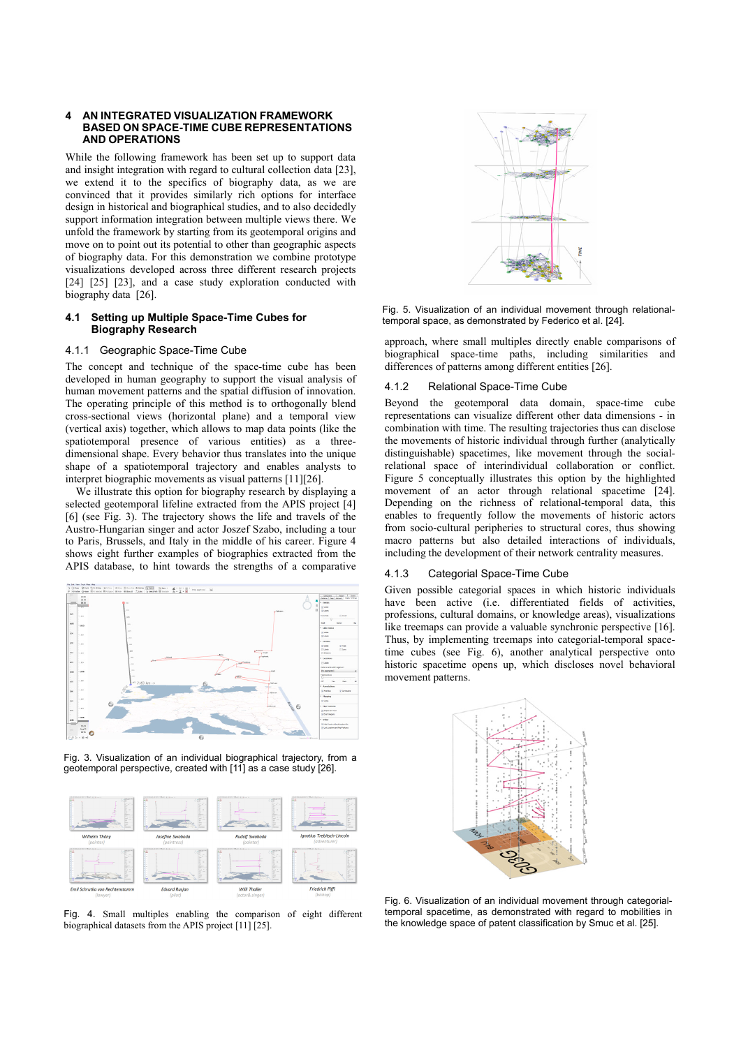## 4 AN INTEGRATED VISUALIZATION FRAMEWORK BASED ON SPACE-TIME CUBE REPRESENTATIONS AND OPERATIONS

While the following framework has been set up to support data and insight integration with regard to cultural collection data [23], we extend it to the specifics of biography data, as we are convinced that it provides similarly rich options for interface design in historical and biographical studies, and to also decidedly support information integration between multiple views there. We unfold the framework by starting from its geotemporal origins and move on to point out its potential to other than geographic aspects of biography data. For this demonstration we combine prototype visualizations developed across three different research projects [24] [25] [23], and a case study exploration conducted with biography data [26].

### 4.1 Setting up Multiple Space-Time Cubes for Biography Research

#### 4.1.1 Geographic Space-Time Cube

The concept and technique of the space-time cube has been developed in human geography to support the visual analysis of human movement patterns and the spatial diffusion of innovation. The operating principle of this method is to orthogonally blend cross-sectional views (horizontal plane) and a temporal view (vertical axis) together, which allows to map data points (like the spatiotemporal presence of various entities) as a three-dimensional shape. Every behavior thus translates into the unique shape of a spatiotemporal trajectory and enables analysts to interpret biographic movements as visual patterns [11][26].

We illustrate this option for biography research by displaying a selected geotemporal lifeline extracted from the APIS project [4] [6] (see Fig. 3). The trajectory shows the life and travels of the Austro-Hungarian singer and actor Joszef Szabo, including a tour to Paris, Brussels, and Italy in the middle of his career. Figure 4 shows eight further examples of biographies extracted from the APIS database, to hint towards the strengths of a comparative approach, where small multiples directly enable comparisons of biographical space-time paths, including similarities and differences of patterns among different entities [26].

Fig. 3. Visualization of an individual biographical trajectory, from a geotemporal perspective, created with [11] as a case study [26].

Fig. 4. Small multiples enabling the comparison of eight different biographical datasets from the APIS project [11] [25].

#### 4.1.2 Relational Space-Time Cube

Beyond the geotemporal data domain, space-time cube representations can visualize different other data dimensions - in combination with time. The resulting trajectories thus can disclose the movements of historic individual through further (analytically distinguishable) spacetimes, like movement through the social-relational space of interindividual collaboration or conflict. Figure 5 conceptually illustrates this option by the highlighted movement of an actor through relational spacetime [24]. Depending on the richness of relational-temporal data, this enables to frequently follow the movements of historic actors from socio-cultural peripheries to structural cores, thus showing macro patterns but also detailed interactions of individuals, including the development of their network centrality measures.

Fig. 5. Visualization of an individual movement through relational-temporal space, as demonstrated by Federico et al. [24].

#### 4.1.3 Categorial Space-Time Cube

Given possible categorial spaces in which historic individuals have been active (i.e. differentiated fields of activities, professions, cultural domains, or knowledge areas), visualizations like treemaps can provide a valuable synchronic perspective [16]. Thus, by implementing treemaps into categorial-temporal space-time cubes (see Fig. 6), another analytical perspective onto historic spacetime opens up, which discloses novel behavioral movement patterns.

Fig. 6. Visualization of an individual movement through categorial-temporal spacetime, as demonstrated with regard to mobilities in the knowledge space of patent classification by Smuc et al. [25].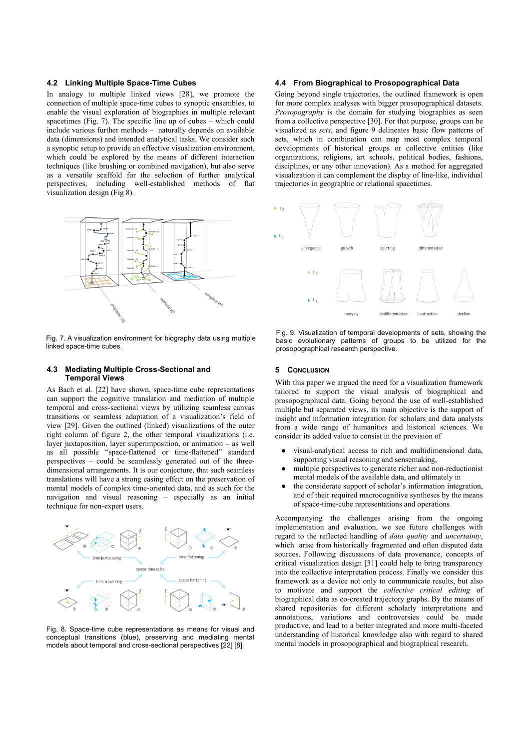### 4.2 Linking Multiple Space-Time Cubes

In analogy to multiple linked views [28], we promote the connection of multiple space-time cubes to synoptic ensembles, to enable the visual exploration of biographies in multiple relevant spacetimes (Fig. 7). The specific line up of cubes – which could include various further methods – naturally depends on available data (dimensions) and intended analytical tasks. We consider such a synoptic setup to provide an effective visualization environment, which could be explored by the means of different interaction techniques (like brushing or combined navigation), but also serve as a versatile scaffold for the selection of further analytical perspectives, including well-established methods of flat visualization design (Fig 8).

Fig. 7. A visualization environment for biography data using multiple linked space-time cubes.

### 4.3 Mediating Multiple Cross-Sectional and Temporal Views

As Bach et al. [22] have shown, space-time cube representations can support the cognitive translation and mediation of multiple temporal and cross-sectional views by utilizing seamless canvas transitions or seamless adaptation of a visualization's field of view [29]. Given the outlined (linked) visualizations of the outer right column of figure 2, the other temporal visualizations (i.e. layer juxtaposition, layer superimposition, or animation – as well as all possible "space-flattened or time-flattened" standard perspectives – could be seamlessly generated out of the three-dimensional arrangements. It is our conjecture, that such seamless translations will have a strong easing effect on the preservation of mental models of complex time-oriented data, and as such for the navigation and visual reasoning – especially as an initial technique for non-expert users.

Fig. 8. Space-time cube representations as means for visual and conceptual transitions (blue), preserving and mediating mental models about temporal and cross-sectional perspectives [22] [8].

### 4.4 From Biographical to Prosopographical Data

Going beyond single trajectories, the outlined framework is open for more complex analyses with bigger prosopographical datasets. *Prosopography* is the domain for studying biographies as seen from a collective perspective [30]. For that purpose, groups can be visualized as *sets*, and figure 9 delineates basic flow patterns of sets, which in combination can map most complex temporal developments of historical groups or collective entities (like organizations, religions, art schools, political bodies, fashions, disciplines, or any other innovation). As a method for aggregated visualization it can complement the display of line-like, individual trajectories in geographic or relational spacetimes.

Fig. 9. Visualization of temporal developments of sets, showing the basic evolutionary patterns of groups to be utilized for the prosopographical research perspective.

## 5 Conclusion

With this paper we argued the need for a visualization framework tailored to support the visual analysis of biographical and prosopographical data. Going beyond the use of well-established multiple but separated views, its main objective is the support of insight and information integration for scholars and data analysts from a wide range of humanities and historical sciences. We consider its added value to consist in the provision of

- visual-analytical access to rich and multidimensional data, supporting visual reasoning and sensemaking,
- multiple perspectives to generate richer and non-reductionist mental models of the available data, and ultimately in
- the considerate support of scholar's information integration, and of their required macrocognitive syntheses by the means of space-time-cube representations and operations.

Accompanying the challenges arising from the ongoing implementation and evaluation, we see future challenges with regard to the reflected handling of *data quality* and *uncertainty*, which arise from historically fragmented and often disputed data sources. Following discussions of data provenance, concepts of critical visualization design [31] could help to bring transparency into the collective interpretation process. Finally we consider this framework as a device not only to communicate results, but also to motivate and support the *collective critical editing* of biographical data as co-created trajectory graphs. By the means of shared repositories for different scholarly interpretations and annotations, variations and controversies could be made productive, and lead to a better integrated and more multi-faceted understanding of historical knowledge also with regard to shared mental models in prosopographical and biographical research.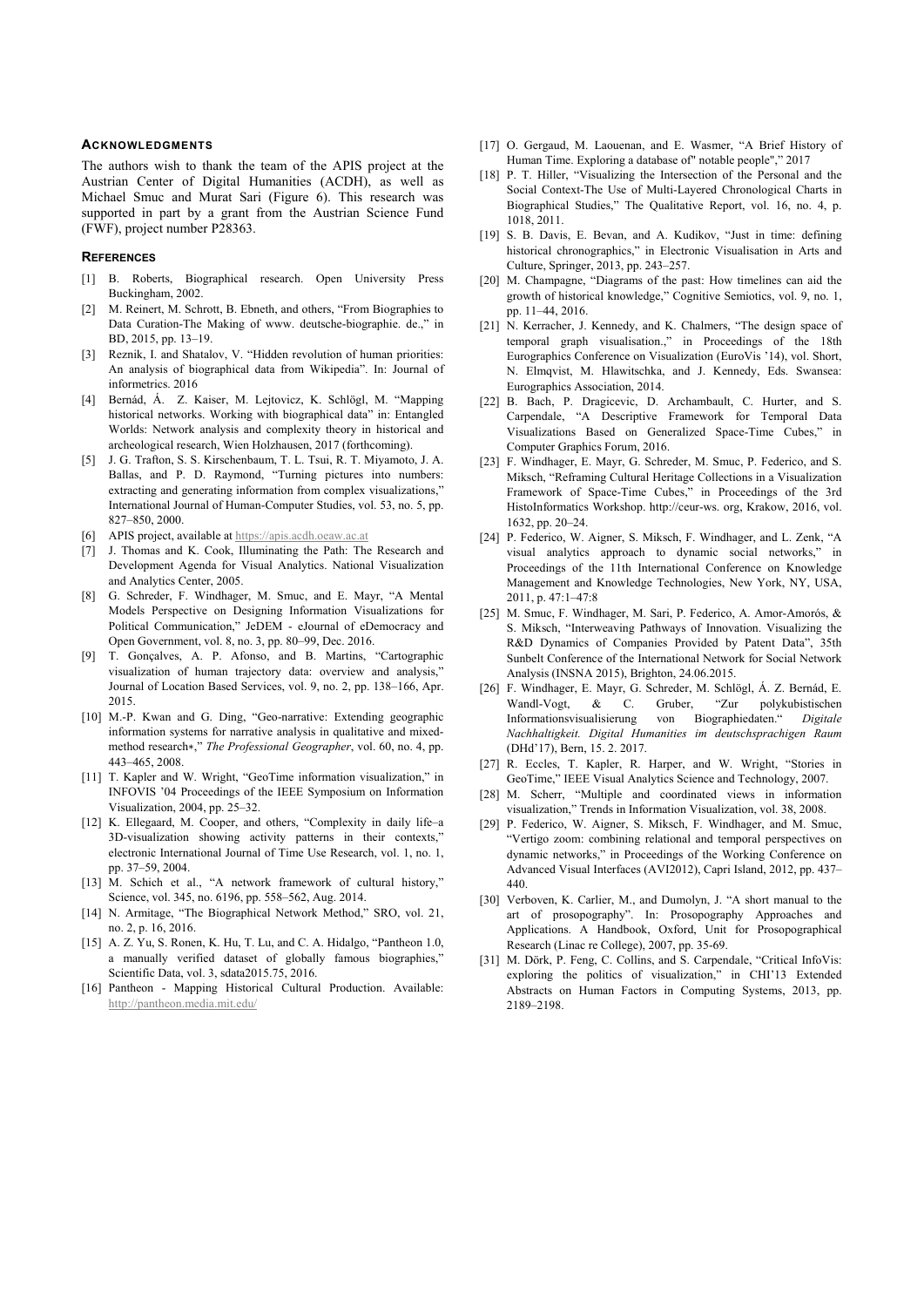### ACKNOWLEDGMENTS

The authors wish to thank the team of the APIS project at the Austrian Center of Digital Humanities (ACDH), as well as Michael Smuc and Murat Sari (Figure 6). This research was supported in part by a grant from the Austrian Science Fund (FWF), project number P28363.

### REFERENCES

[1] B. Roberts, Biographical research. Open University Press Buckingham, 2002.

[2] M. Reinert, M. Schrott, B. Ebneth, and others, "From Biographies to Data Curation-The Making of www. deutsche-biographie. de.," in BD, 2015, pp. 13–19.

[3] Reznik, I. and Shatalov, V. "Hidden revolution of human priorities: An analysis of biographical data from Wikipedia". In: Journal of informetrics. 2016

[4] Bernád, Á. Z. Kaiser, M. Lejtovicz, K. Schlögl, M. "Mapping historical networks. Working with biographical data" in: Entangled Worlds: Network analysis and complexity theory in historical and archeological research, Wien Holzhausen, 2017 (forthcoming).

[5] J. G. Trafton, S. S. Kirschenbaum, T. L. Tsui, R. T. Miyamoto, J. A. Ballas, and P. D. Raymond, "Turning pictures into numbers: extracting and generating information from complex visualizations," International Journal of Human-Computer Studies, vol. 53, no. 5, pp. 827–850, 2000.

[6] APIS project, available at https://apis.acdh.oeaw.ac.at

[7] J. Thomas and K. Cook, Illuminating the Path: The Research and Development Agenda for Visual Analytics. National Visualization and Analytics Center, 2005.

[8] G. Schreder, F. Windhager, M. Smuc, and E. Mayr, "A Mental Models Perspective on Designing Information Visualizations for Political Communication," JeDEM - eJournal of eDemocracy and Open Government, vol. 8, no. 3, pp. 80–99, Dec. 2016.

[9] T. Gonçalves, A. P. Afonso, and B. Martins, "Cartographic visualization of human trajectory data: overview and analysis," Journal of Location Based Services, vol. 9, no. 2, pp. 138–166, Apr. 2015.

[10] M.-P. Kwan and G. Ding, "Geo-narrative: Extending geographic information systems for narrative analysis in qualitative and mixed-method research∗," *The Professional Geographer*, vol. 60, no. 4, pp. 443–465, 2008.

[11] T. Kapler and W. Wright, "GeoTime information visualization," in INFOVIS '04 Proceedings of the IEEE Symposium on Information Visualization, 2004, pp. 25–32.

[12] K. Ellegaard, M. Cooper, and others, "Complexity in daily life–a 3D-visualization showing activity patterns in their contexts," electronic International Journal of Time Use Research, vol. 1, no. 1, pp. 37–59, 2004.

[13] M. Schich et al., "A network framework of cultural history," Science, vol. 345, no. 6196, pp. 558–562, Aug. 2014.

[14] N. Armitage, "The Biographical Network Method," SRO, vol. 21, no. 2, p. 16, 2016.

[15] A. Z. Yu, S. Ronen, K. Hu, T. Lu, and C. A. Hidalgo, "Pantheon 1.0, a manually verified dataset of globally famous biographies," Scientific Data, vol. 3, sdata2015.75, 2016.

[16] Pantheon - Mapping Historical Cultural Production. Available: http://pantheon.media.mit.edu/

[17] O. Gergaud, M. Laouenan, and E. Wasmer, "A Brief History of Human Time. Exploring a database of" notable people"," 2017

[18] P. T. Hiller, "Visualizing the Intersection of the Personal and the Social Context-The Use of Multi-Layered Chronological Charts in Biographical Studies," The Qualitative Report, vol. 16, no. 4, p. 1018, 2011.

[19] S. B. Davis, E. Bevan, and A. Kudikov, "Just in time: defining historical chronographics," in Electronic Visualisation in Arts and Culture, Springer, 2013, pp. 243–257.

[20] M. Champagne, "Diagrams of the past: How timelines can aid the growth of historical knowledge," Cognitive Semiotics, vol. 9, no. 1, pp. 11–44, 2016.

[21] N. Kerracher, J. Kennedy, and K. Chalmers, "The design space of temporal graph visualisation.," in Proceedings of the 18th Eurographics Conference on Visualization (EuroVis '14), vol. Short, N. Elmqvist, M. Hlawitschka, and J. Kennedy, Eds. Swansea: Eurographics Association, 2014.

[22] B. Bach, P. Dragicevic, D. Archambault, C. Hurter, and S. Carpendale, "A Descriptive Framework for Temporal Data Visualizations Based on Generalized Space-Time Cubes," in Computer Graphics Forum, 2016.

[23] F. Windhager, E. Mayr, G. Schreder, M. Smuc, P. Federico, and S. Miksch, "Reframing Cultural Heritage Collections in a Visualization Framework of Space-Time Cubes," in Proceedings of the 3rd HistoInformatics Workshop. http://ceur-ws. org, Krakow, 2016, vol. 1632, pp. 20–24.

[24] P. Federico, W. Aigner, S. Miksch, F. Windhager, and L. Zenk, "A visual analytics approach to dynamic social networks," in Proceedings of the 11th International Conference on Knowledge Management and Knowledge Technologies, New York, NY, USA, 2011, p. 47:1–47:8

[25] M. Smuc, F. Windhager, M. Sari, P. Federico, A. Amor-Amorós, & S. Miksch, "Interweaving Pathways of Innovation. Visualizing the R&D Dynamics of Companies Provided by Patent Data", 35th Sunbelt Conference of the International Network for Social Network Analysis (INSNA 2015), Brighton, 24.06.2015.

[26] F. Windhager, E. Mayr, G. Schreder, M. Schlögl, Á. Z. Bernád, E. Wandl-Vogt, & C. Gruber, "Zur polykubistischen Informationsvisualisierung von Biographiedaten." *Digitale Nachhaltigkeit. Digital Humanities im deutschsprachigen Raum* (DHd'17), Bern, 15. 2. 2017.

[27] R. Eccles, T. Kapler, R. Harper, and W. Wright, "Stories in GeoTime," IEEE Visual Analytics Science and Technology, 2007.

[28] M. Scherr, "Multiple and coordinated views in information visualization," Trends in Information Visualization, vol. 38, 2008.

[29] P. Federico, W. Aigner, S. Miksch, F. Windhager, and M. Smuc, "Vertigo zoom: combining relational and temporal perspectives on dynamic networks," in Proceedings of the Working Conference on Advanced Visual Interfaces (AVI2012), Capri Island, 2012, pp. 437–440.

[30] Verboven, K. Carlier, M., and Dumolyn, J. "A short manual to the art of prosopography". In: Prosopography Approaches and Applications. A Handbook, Oxford, Unit for Prosopographical Research (Linac re College), 2007, pp. 35-69.

[31] M. Dörk, P. Feng, C. Collins, and S. Carpendale, "Critical InfoVis: exploring the politics of visualization," in CHI'13 Extended Abstracts on Human Factors in Computing Systems, 2013, pp. 2189–2198.